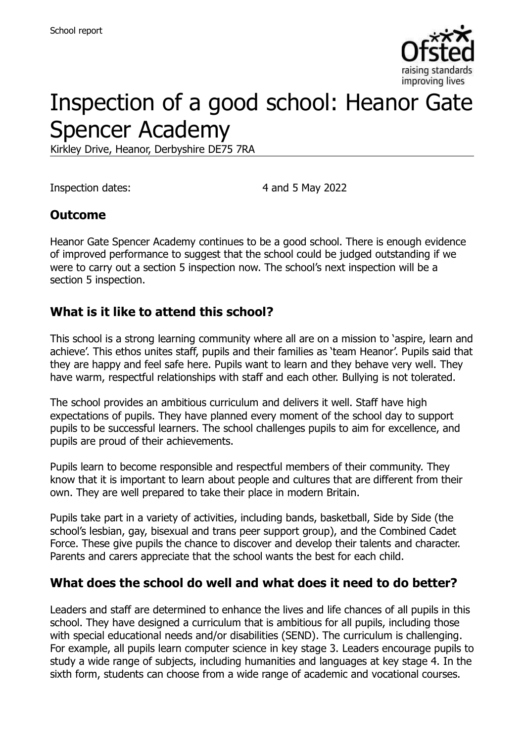School report

# Inspection of a good school: Heanor Gate Spencer Academy

Kirkley Drive, Heanor, Derbyshire DE75 7RA

Inspection dates: 4 and 5 May 2022

## Outcome

Heanor Gate Spencer Academy continues to be a good school. There is enough evidence of improved performance to suggest that the school could be judged outstanding if we were to carry out a section 5 inspection now. The school's next inspection will be a section 5 inspection.

## What is it like to attend this school?

This school is a strong learning community where all are on a mission to 'aspire, learn and achieve'. This ethos unites staff, pupils and their families as 'team Heanor'. Pupils said that they are happy and feel safe here. Pupils want to learn and they behave very well. They have warm, respectful relationships with staff and each other. Bullying is not tolerated.

The school provides an ambitious curriculum and delivers it well. Staff have high expectations of pupils. They have planned every moment of the school day to support pupils to be successful learners. The school challenges pupils to aim for excellence, and pupils are proud of their achievements.

Pupils learn to become responsible and respectful members of their community. They know that it is important to learn about people and cultures that are different from their own. They are well prepared to take their place in modern Britain.

Pupils take part in a variety of activities, including bands, basketball, Side by Side (the school's lesbian, gay, bisexual and trans peer support group), and the Combined Cadet Force. These give pupils the chance to discover and develop their talents and character. Parents and carers appreciate that the school wants the best for each child.

## What does the school do well and what does it need to do better?

Leaders and staff are determined to enhance the lives and life chances of all pupils in this school. They have designed a curriculum that is ambitious for all pupils, including those with special educational needs and/or disabilities (SEND). The curriculum is challenging. For example, all pupils learn computer science in key stage 3. Leaders encourage pupils to study a wide range of subjects, including humanities and languages at key stage 4. In the sixth form, students can choose from a wide range of academic and vocational courses.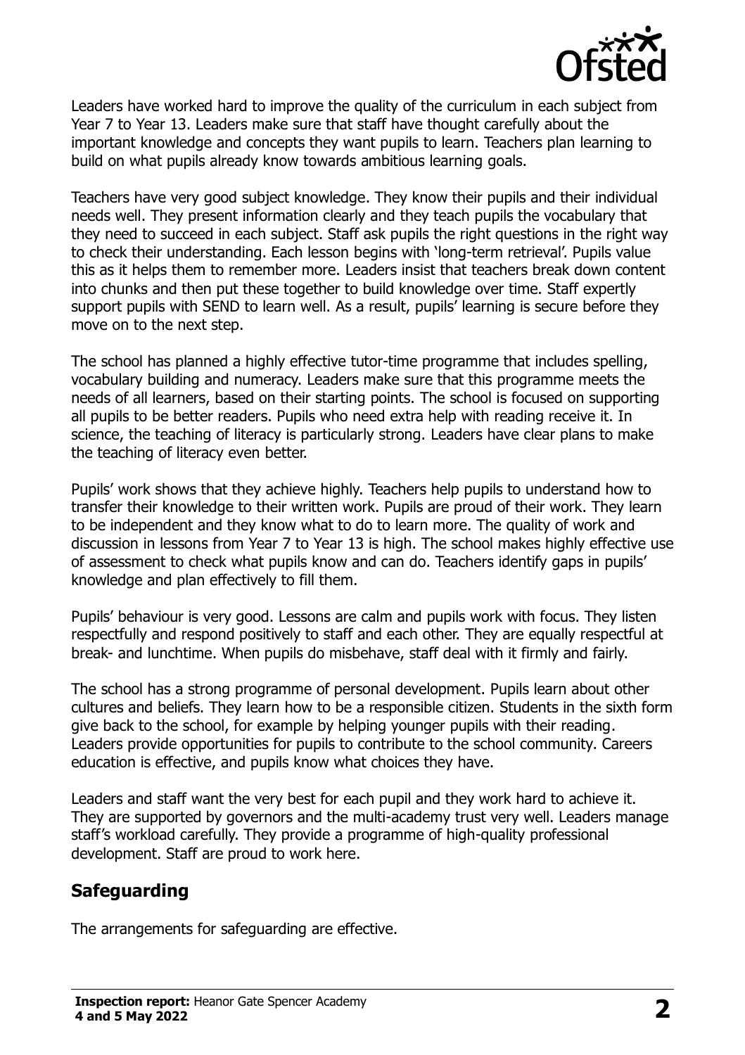Leaders have worked hard to improve the quality of the curriculum in each subject from Year 7 to Year 13. Leaders make sure that staff have thought carefully about the important knowledge and concepts they want pupils to learn. Teachers plan learning to build on what pupils already know towards ambitious learning goals.

Teachers have very good subject knowledge. They know their pupils and their individual needs well. They present information clearly and they teach pupils the vocabulary that they need to succeed in each subject. Staff ask pupils the right questions in the right way to check their understanding. Each lesson begins with 'long-term retrieval'. Pupils value this as it helps them to remember more. Leaders insist that teachers break down content into chunks and then put these together to build knowledge over time. Staff expertly support pupils with SEND to learn well. As a result, pupils' learning is secure before they move on to the next step.

The school has planned a highly effective tutor-time programme that includes spelling, vocabulary building and numeracy. Leaders make sure that this programme meets the needs of all learners, based on their starting points. The school is focused on supporting all pupils to be better readers. Pupils who need extra help with reading receive it. In science, the teaching of literacy is particularly strong. Leaders have clear plans to make the teaching of literacy even better.

Pupils' work shows that they achieve highly. Teachers help pupils to understand how to transfer their knowledge to their written work. Pupils are proud of their work. They learn to be independent and they know what to do to learn more. The quality of work and discussion in lessons from Year 7 to Year 13 is high. The school makes highly effective use of assessment to check what pupils know and can do. Teachers identify gaps in pupils' knowledge and plan effectively to fill them.

Pupils' behaviour is very good. Lessons are calm and pupils work with focus. They listen respectfully and respond positively to staff and each other. They are equally respectful at break- and lunchtime. When pupils do misbehave, staff deal with it firmly and fairly.

The school has a strong programme of personal development. Pupils learn about other cultures and beliefs. They learn how to be a responsible citizen. Students in the sixth form give back to the school, for example by helping younger pupils with their reading. Leaders provide opportunities for pupils to contribute to the school community. Careers education is effective, and pupils know what choices they have.

Leaders and staff want the very best for each pupil and they work hard to achieve it. They are supported by governors and the multi-academy trust very well. Leaders manage staff's workload carefully. They provide a programme of high-quality professional development. Staff are proud to work here.

## Safeguarding

The arrangements for safeguarding are effective.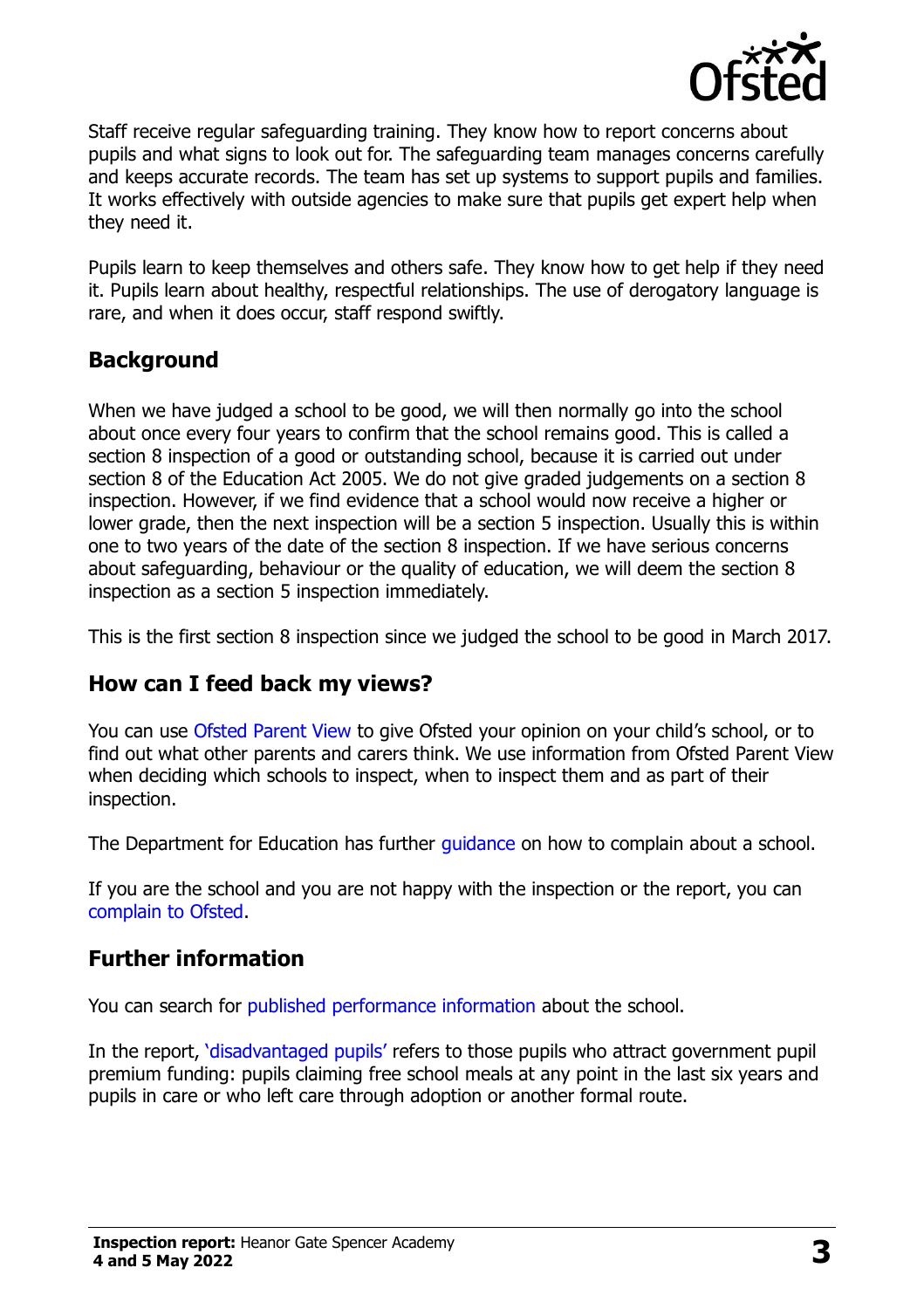Staff receive regular safeguarding training. They know how to report concerns about pupils and what signs to look out for. The safeguarding team manages concerns carefully and keeps accurate records. The team has set up systems to support pupils and families. It works effectively with outside agencies to make sure that pupils get expert help when they need it.

Pupils learn to keep themselves and others safe. They know how to get help if they need it. Pupils learn about healthy, respectful relationships. The use of derogatory language is rare, and when it does occur, staff respond swiftly.

## Background

When we have judged a school to be good, we will then normally go into the school about once every four years to confirm that the school remains good. This is called a section 8 inspection of a good or outstanding school, because it is carried out under section 8 of the Education Act 2005. We do not give graded judgements on a section 8 inspection. However, if we find evidence that a school would now receive a higher or lower grade, then the next inspection will be a section 5 inspection. Usually this is within one to two years of the date of the section 8 inspection. If we have serious concerns about safeguarding, behaviour or the quality of education, we will deem the section 8 inspection as a section 5 inspection immediately.

This is the first section 8 inspection since we judged the school to be good in March 2017.

## How can I feed back my views?

You can use Ofsted Parent View to give Ofsted your opinion on your child's school, or to find out what other parents and carers think. We use information from Ofsted Parent View when deciding which schools to inspect, when to inspect them and as part of their inspection.

The Department for Education has further guidance on how to complain about a school.

If you are the school and you are not happy with the inspection or the report, you can complain to Ofsted.

## Further information

You can search for published performance information about the school.

In the report, 'disadvantaged pupils' refers to those pupils who attract government pupil premium funding: pupils claiming free school meals at any point in the last six years and pupils in care or who left care through adoption or another formal route.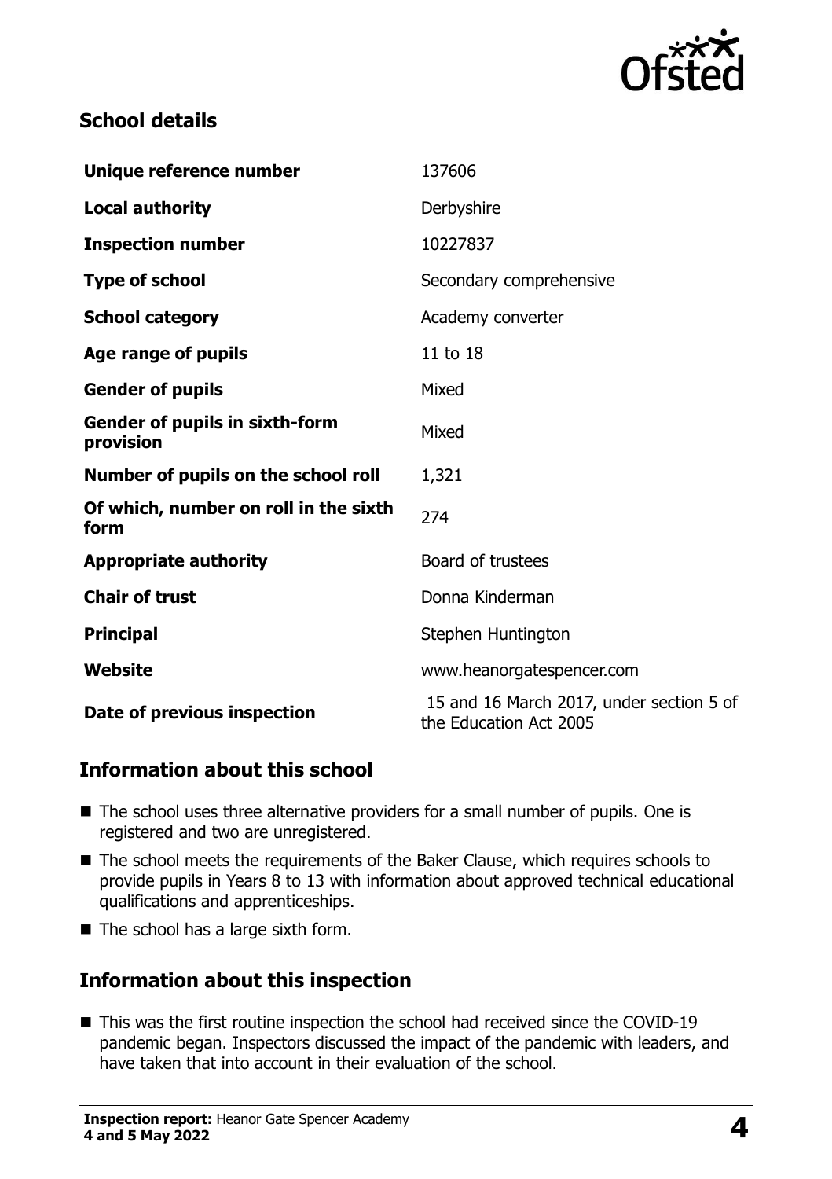## School details

| | |
|---|---|
| **Unique reference number** | 137606 |
| **Local authority** | Derbyshire |
| **Inspection number** | 10227837 |
| **Type of school** | Secondary comprehensive |
| **School category** | Academy converter |
| **Age range of pupils** | 11 to 18 |
| **Gender of pupils** | Mixed |
| **Gender of pupils in sixth-form provision** | Mixed |
| **Number of pupils on the school roll** | 1,321 |
| **Of which, number on roll in the sixth form** | 274 |
| **Appropriate authority** | Board of trustees |
| **Chair of trust** | Donna Kinderman |
| **Principal** | Stephen Huntington |
| **Website** | www.heanorgatespencer.com |
| **Date of previous inspection** | 15 and 16 March 2017, under section 5 of the Education Act 2005 |

## Information about this school

- The school uses three alternative providers for a small number of pupils. One is registered and two are unregistered.
- The school meets the requirements of the Baker Clause, which requires schools to provide pupils in Years 8 to 13 with information about approved technical educational qualifications and apprenticeships.
- The school has a large sixth form.

## Information about this inspection

- This was the first routine inspection the school had received since the COVID-19 pandemic began. Inspectors discussed the impact of the pandemic with leaders, and have taken that into account in their evaluation of the school.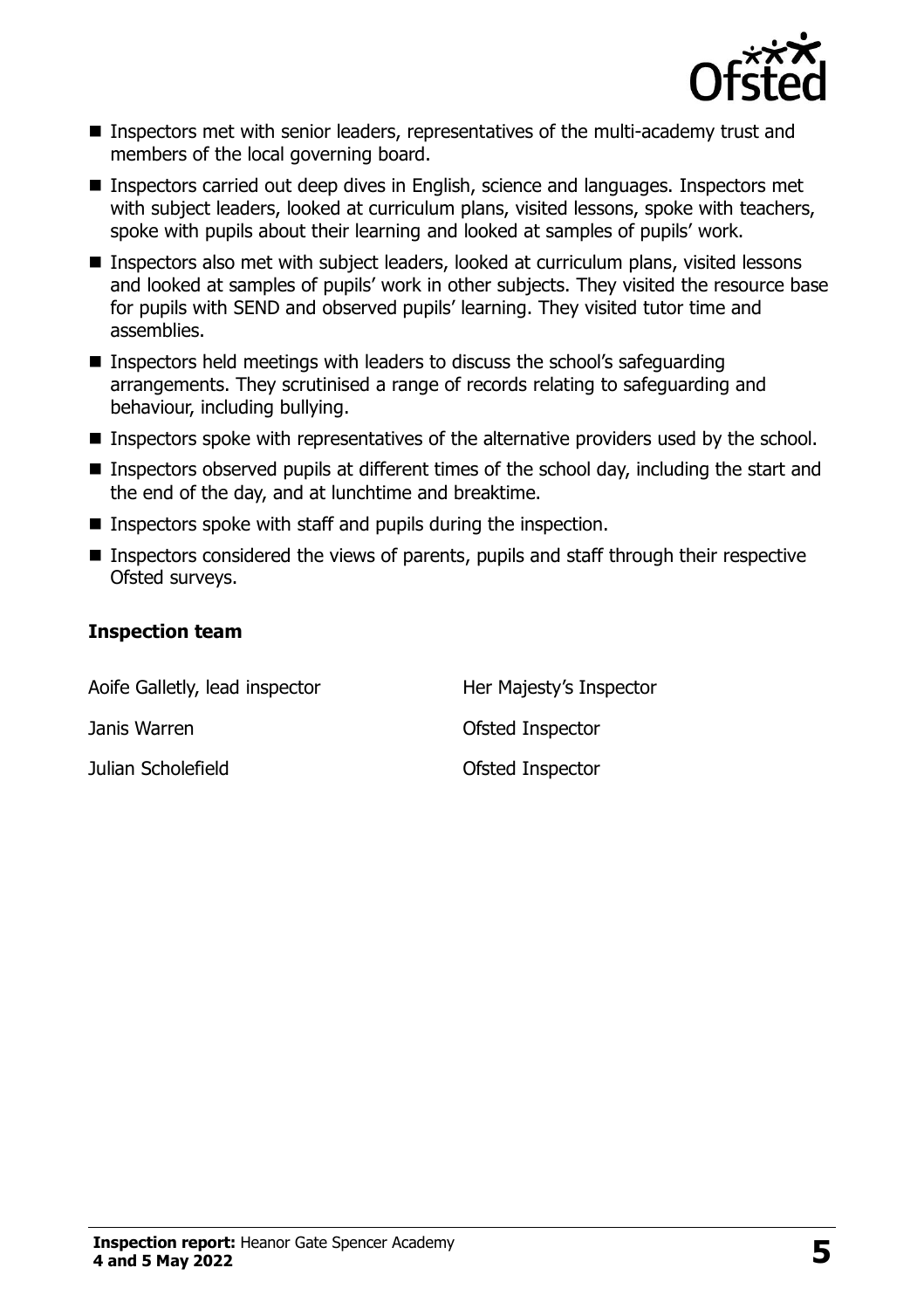- Inspectors met with senior leaders, representatives of the multi-academy trust and members of the local governing board.
- Inspectors carried out deep dives in English, science and languages. Inspectors met with subject leaders, looked at curriculum plans, visited lessons, spoke with teachers, spoke with pupils about their learning and looked at samples of pupils' work.
- Inspectors also met with subject leaders, looked at curriculum plans, visited lessons and looked at samples of pupils' work in other subjects. They visited the resource base for pupils with SEND and observed pupils' learning. They visited tutor time and assemblies.
- Inspectors held meetings with leaders to discuss the school's safeguarding arrangements. They scrutinised a range of records relating to safeguarding and behaviour, including bullying.
- Inspectors spoke with representatives of the alternative providers used by the school.
- Inspectors observed pupils at different times of the school day, including the start and the end of the day, and at lunchtime and breaktime.
- Inspectors spoke with staff and pupils during the inspection.
- Inspectors considered the views of parents, pupils and staff through their respective Ofsted surveys.

### Inspection team

| | |
|---|---|
| Aoife Galletly, lead inspector | Her Majesty's Inspector |
| Janis Warren | Ofsted Inspector |
| Julian Scholefield | Ofsted Inspector |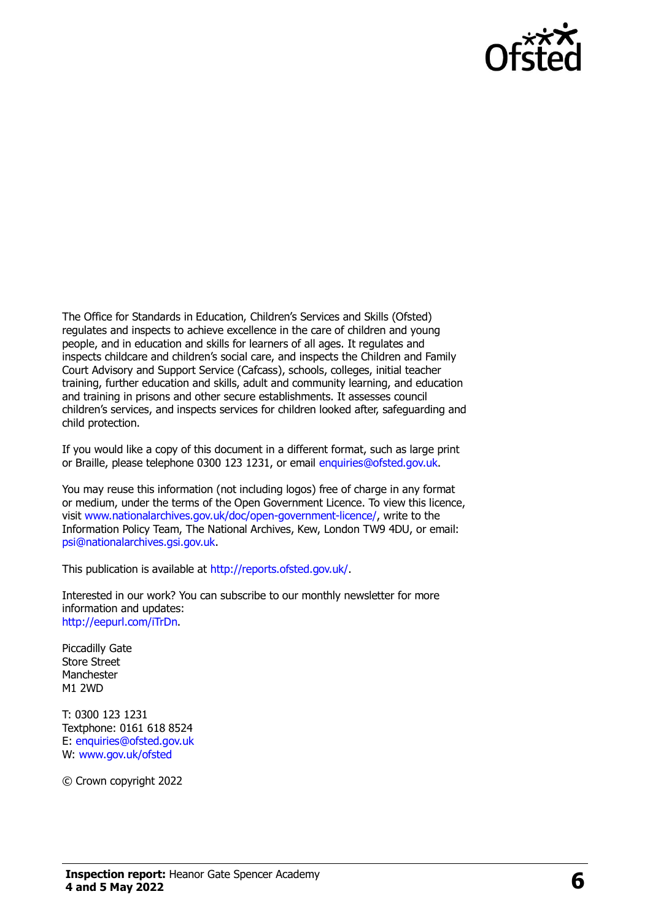The Office for Standards in Education, Children's Services and Skills (Ofsted) regulates and inspects to achieve excellence in the care of children and young people, and in education and skills for learners of all ages. It regulates and inspects childcare and children's social care, and inspects the Children and Family Court Advisory and Support Service (Cafcass), schools, colleges, initial teacher training, further education and skills, adult and community learning, and education and training in prisons and other secure establishments. It assesses council children's services, and inspects services for children looked after, safeguarding and child protection.

If you would like a copy of this document in a different format, such as large print or Braille, please telephone 0300 123 1231, or email enquiries@ofsted.gov.uk.

You may reuse this information (not including logos) free of charge in any format or medium, under the terms of the Open Government Licence. To view this licence, visit www.nationalarchives.gov.uk/doc/open-government-licence/, write to the Information Policy Team, The National Archives, Kew, London TW9 4DU, or email: psi@nationalarchives.gsi.gov.uk.

This publication is available at http://reports.ofsted.gov.uk/.

Interested in our work? You can subscribe to our monthly newsletter for more information and updates:
http://eepurl.com/iTrDn.

Piccadilly Gate
Store Street
Manchester
M1 2WD

T: 0300 123 1231
Textphone: 0161 618 8524
E: enquiries@ofsted.gov.uk
W: www.gov.uk/ofsted

© Crown copyright 2022